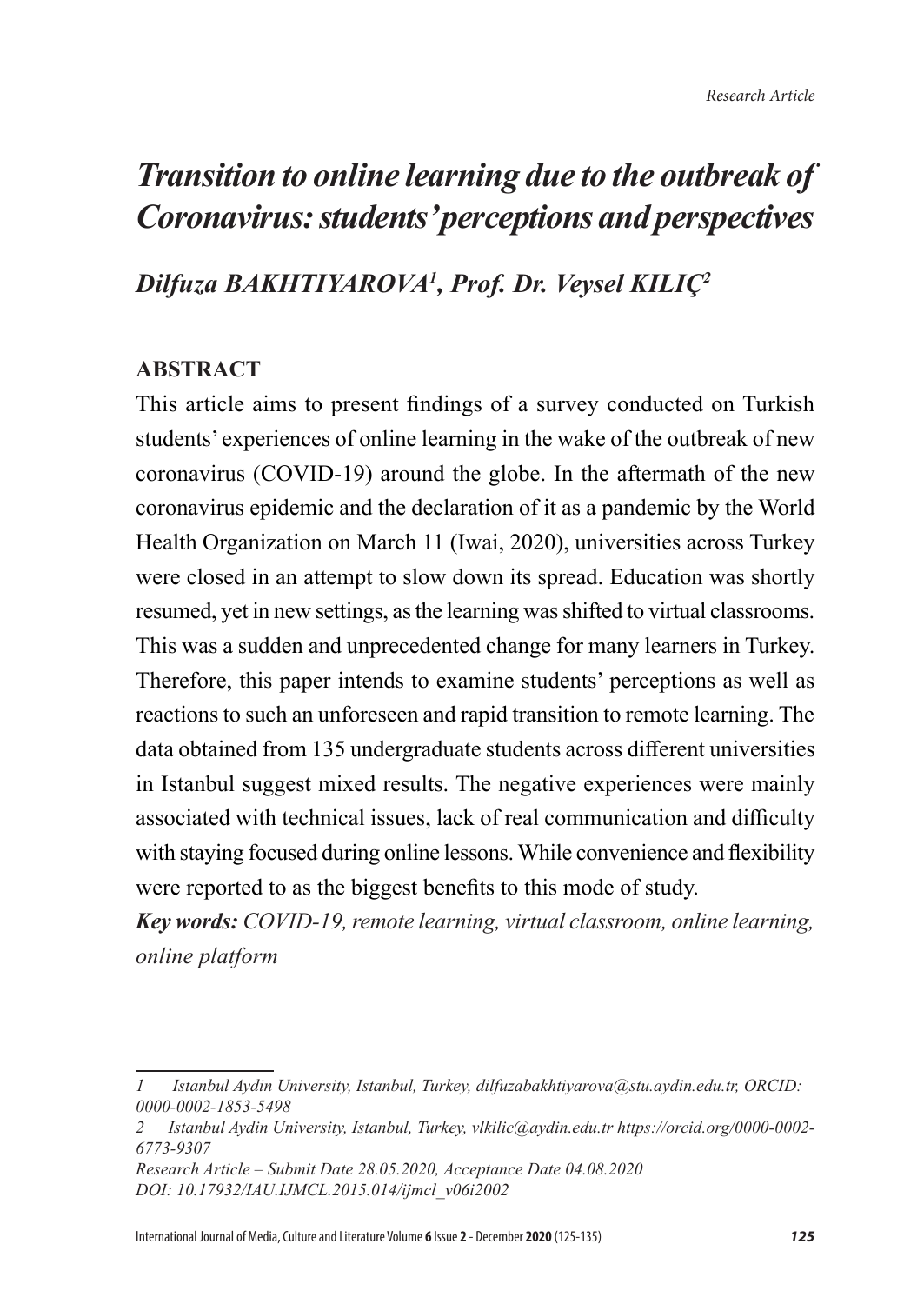*Research Article*

# *Transition to online learning due to the outbreak of Coronavirus: students' perceptions and perspectives*

***Dilfuza BAKHTIYAROVA[1], Prof. Dr. Veysel KILIÇ[2]***

## ABSTRACT

This article aims to present findings of a survey conducted on Turkish students' experiences of online learning in the wake of the outbreak of new coronavirus (COVID-19) around the globe. In the aftermath of the new coronavirus epidemic and the declaration of it as a pandemic by the World Health Organization on March 11 (Iwai, 2020), universities across Turkey were closed in an attempt to slow down its spread. Education was shortly resumed, yet in new settings, as the learning was shifted to virtual classrooms. This was a sudden and unprecedented change for many learners in Turkey. Therefore, this paper intends to examine students' perceptions as well as reactions to such an unforeseen and rapid transition to remote learning. The data obtained from 135 undergraduate students across different universities in Istanbul suggest mixed results. The negative experiences were mainly associated with technical issues, lack of real communication and difficulty with staying focused during online lessons. While convenience and flexibility were reported to as the biggest benefits to this mode of study.

***Key words:*** *COVID-19, remote learning, virtual classroom, online learning, online platform*

---

*1 Istanbul Aydin University, Istanbul, Turkey, dilfuzabakhtiyarova@stu.aydin.edu.tr, ORCID: 0000-0002-1853-5498*

*2 Istanbul Aydin University, Istanbul, Turkey, vlkilic@aydin.edu.tr https://orcid.org/0000-0002-6773-9307*

*Research Article – Submit Date 28.05.2020, Acceptance Date 04.08.2020*

*DOI: 10.17932/IAU.IJMCL.2015.014/ijmcl_v06i2002*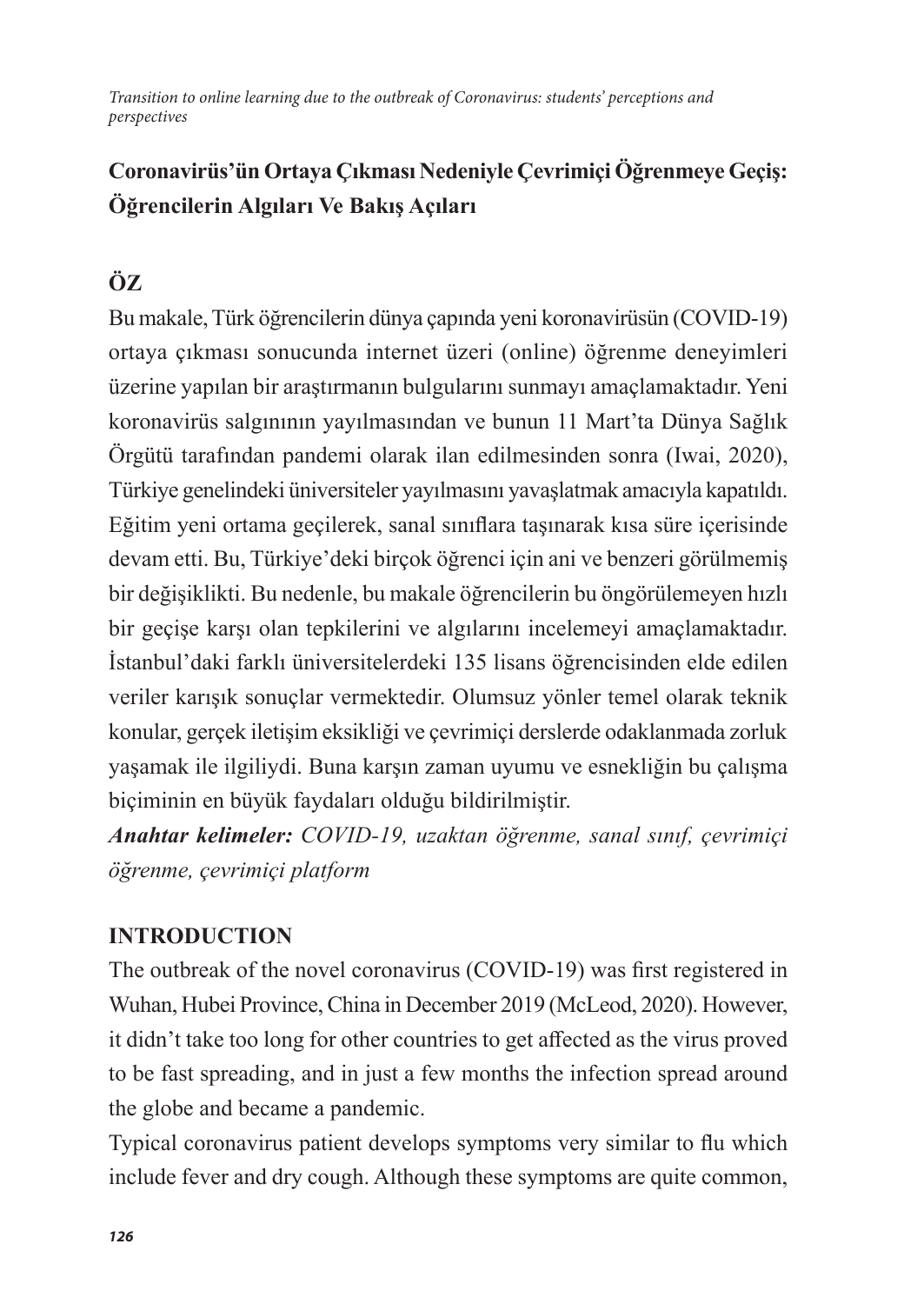## Coronavirüs'ün Ortaya Çıkması Nedeniyle Çevrimiçi Öğrenmeye Geçiş: Öğrencilerin Algıları Ve Bakış Açıları

## ÖZ

Bu makale, Türk öğrencilerin dünya çapında yeni koronavirüsün (COVID-19) ortaya çıkması sonucunda internet üzeri (online) öğrenme deneyimleri üzerine yapılan bir araştırmanın bulgularını sunmayı amaçlamaktadır. Yeni koronavirüs salgınının yayılmasından ve bunun 11 Mart'ta Dünya Sağlık Örgütü tarafından pandemi olarak ilan edilmesinden sonra (Iwai, 2020), Türkiye genelindeki üniversiteler yayılmasını yavaşlatmak amacıyla kapatıldı. Eğitim yeni ortama geçilerek, sanal sınıflara taşınarak kısa süre içerisinde devam etti. Bu, Türkiye'deki birçok öğrenci için ani ve benzeri görülmemiş bir değişiklikti. Bu nedenle, bu makale öğrencilerin bu öngörülemeyen hızlı bir geçişe karşı olan tepkilerini ve algılarını incelemeyi amaçlamaktadır. İstanbul'daki farklı üniversitelerdeki 135 lisans öğrencisinden elde edilen veriler karışık sonuçlar vermektedir. Olumsuz yönler temel olarak teknik konular, gerçek iletişim eksikliği ve çevrimiçi derslerde odaklanmada zorluk yaşamak ile ilgiliydi. Buna karşın zaman uyumu ve esnekliğin bu çalışma biçiminin en büyük faydaları olduğu bildirilmiştir.

***Anahtar kelimeler:*** *COVID-19, uzaktan öğrenme, sanal sınıf, çevrimiçi öğrenme, çevrimiçi platform*

## INTRODUCTION

The outbreak of the novel coronavirus (COVID-19) was first registered in Wuhan, Hubei Province, China in December 2019 (McLeod, 2020). However, it didn't take too long for other countries to get affected as the virus proved to be fast spreading, and in just a few months the infection spread around the globe and became a pandemic.

Typical coronavirus patient develops symptoms very similar to flu which include fever and dry cough. Although these symptoms are quite common,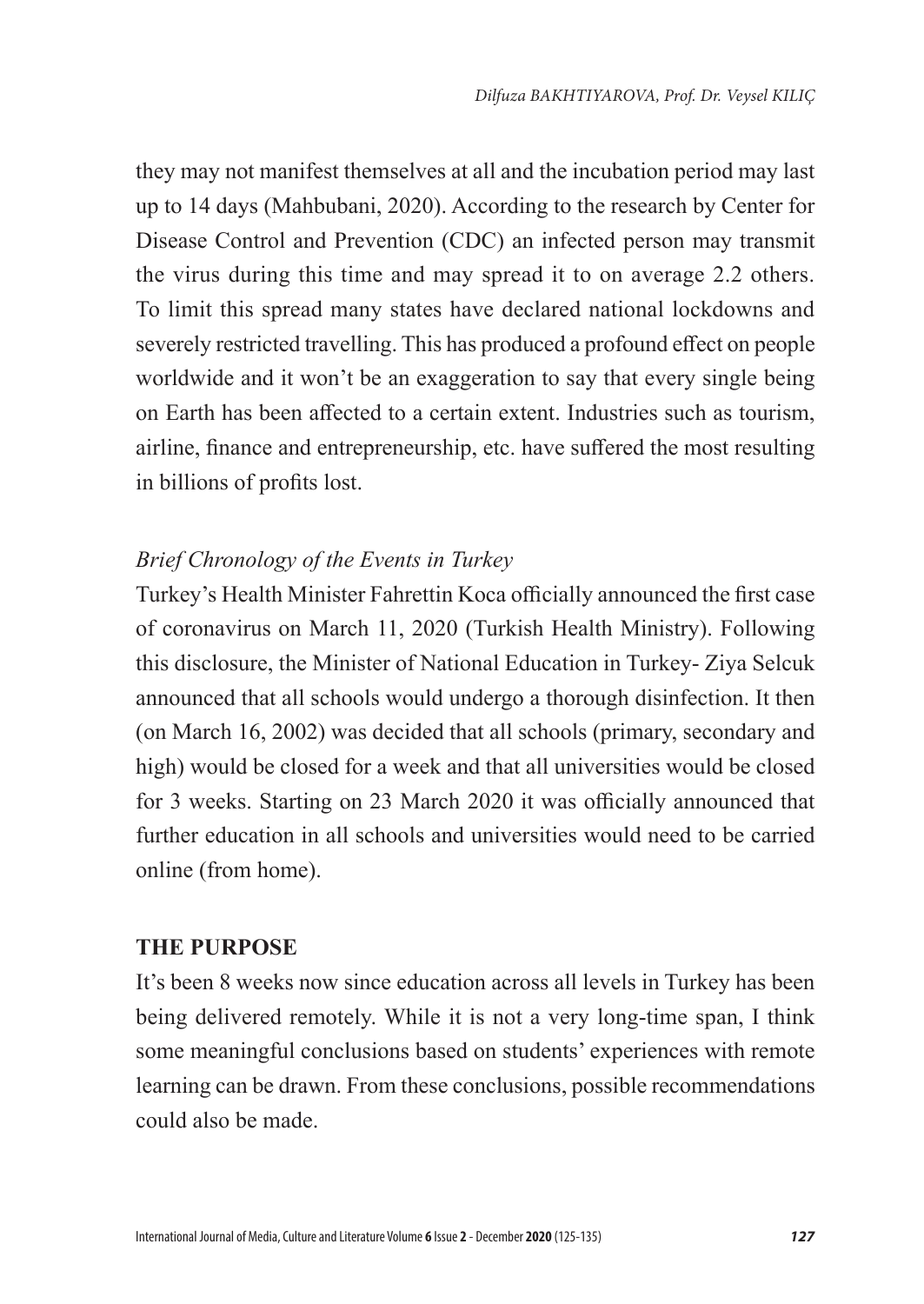they may not manifest themselves at all and the incubation period may last up to 14 days (Mahbubani, 2020). According to the research by Center for Disease Control and Prevention (CDC) an infected person may transmit the virus during this time and may spread it to on average 2.2 others. To limit this spread many states have declared national lockdowns and severely restricted travelling. This has produced a profound effect on people worldwide and it won't be an exaggeration to say that every single being on Earth has been affected to a certain extent. Industries such as tourism, airline, finance and entrepreneurship, etc. have suffered the most resulting in billions of profits lost.

### *Brief Chronology of the Events in Turkey*

Turkey's Health Minister Fahrettin Koca officially announced the first case of coronavirus on March 11, 2020 (Turkish Health Ministry). Following this disclosure, the Minister of National Education in Turkey- Ziya Selcuk announced that all schools would undergo a thorough disinfection. It then (on March 16, 2002) was decided that all schools (primary, secondary and high) would be closed for a week and that all universities would be closed for 3 weeks. Starting on 23 March 2020 it was officially announced that further education in all schools and universities would need to be carried online (from home).

## THE PURPOSE

It's been 8 weeks now since education across all levels in Turkey has been being delivered remotely. While it is not a very long-time span, I think some meaningful conclusions based on students' experiences with remote learning can be drawn. From these conclusions, possible recommendations could also be made.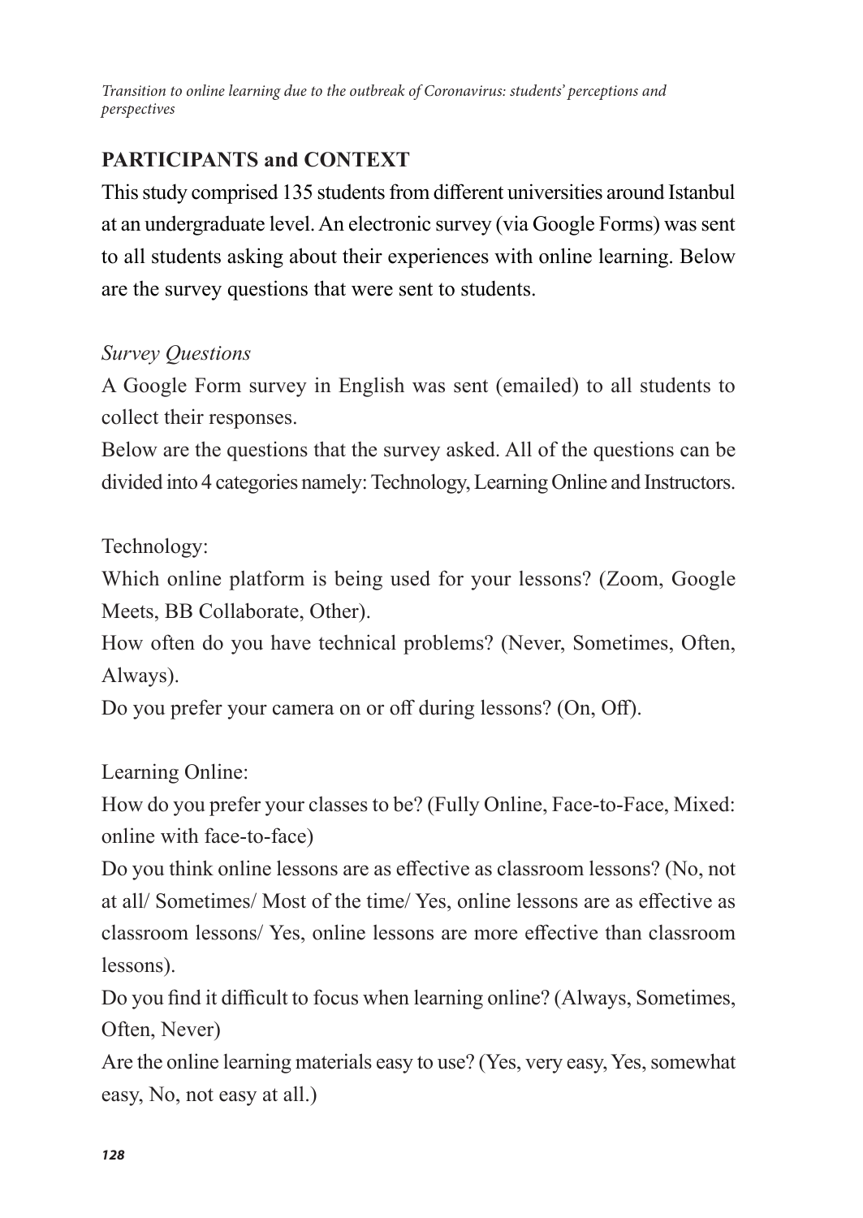## PARTICIPANTS and CONTEXT

This study comprised 135 students from different universities around Istanbul at an undergraduate level. An electronic survey (via Google Forms) was sent to all students asking about their experiences with online learning. Below are the survey questions that were sent to students.

*Survey Questions*

A Google Form survey in English was sent (emailed) to all students to collect their responses.

Below are the questions that the survey asked. All of the questions can be divided into 4 categories namely: Technology, Learning Online and Instructors.

Technology:

Which online platform is being used for your lessons? (Zoom, Google Meets, BB Collaborate, Other).

How often do you have technical problems? (Never, Sometimes, Often, Always).

Do you prefer your camera on or off during lessons? (On, Off).

Learning Online:

How do you prefer your classes to be? (Fully Online, Face-to-Face, Mixed: online with face-to-face)

Do you think online lessons are as effective as classroom lessons? (No, not at all/ Sometimes/ Most of the time/ Yes, online lessons are as effective as classroom lessons/ Yes, online lessons are more effective than classroom lessons).

Do you find it difficult to focus when learning online? (Always, Sometimes, Often, Never)

Are the online learning materials easy to use? (Yes, very easy, Yes, somewhat easy, No, not easy at all.)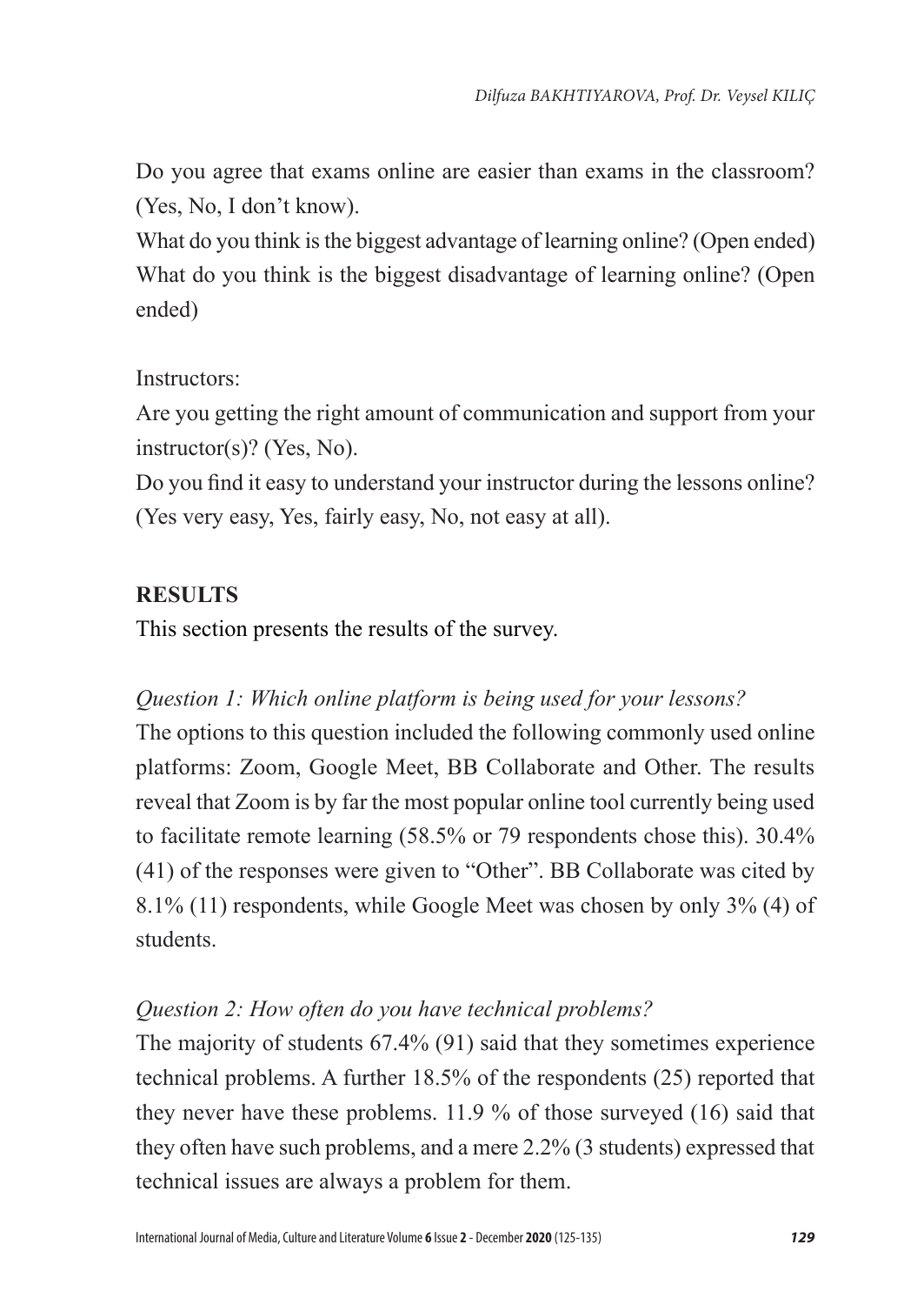Do you agree that exams online are easier than exams in the classroom? (Yes, No, I don't know).

What do you think is the biggest advantage of learning online? (Open ended)

What do you think is the biggest disadvantage of learning online? (Open ended)

Instructors:

Are you getting the right amount of communication and support from your instructor(s)? (Yes, No).

Do you find it easy to understand your instructor during the lessons online? (Yes very easy, Yes, fairly easy, No, not easy at all).

## RESULTS

This section presents the results of the survey.

*Question 1: Which online platform is being used for your lessons?*

The options to this question included the following commonly used online platforms: Zoom, Google Meet, BB Collaborate and Other. The results reveal that Zoom is by far the most popular online tool currently being used to facilitate remote learning (58.5% or 79 respondents chose this). 30.4% (41) of the responses were given to "Other". BB Collaborate was cited by 8.1% (11) respondents, while Google Meet was chosen by only 3% (4) of students.

*Question 2: How often do you have technical problems?*

The majority of students 67.4% (91) said that they sometimes experience technical problems. A further 18.5% of the respondents (25) reported that they never have these problems. 11.9 % of those surveyed (16) said that they often have such problems, and a mere 2.2% (3 students) expressed that technical issues are always a problem for them.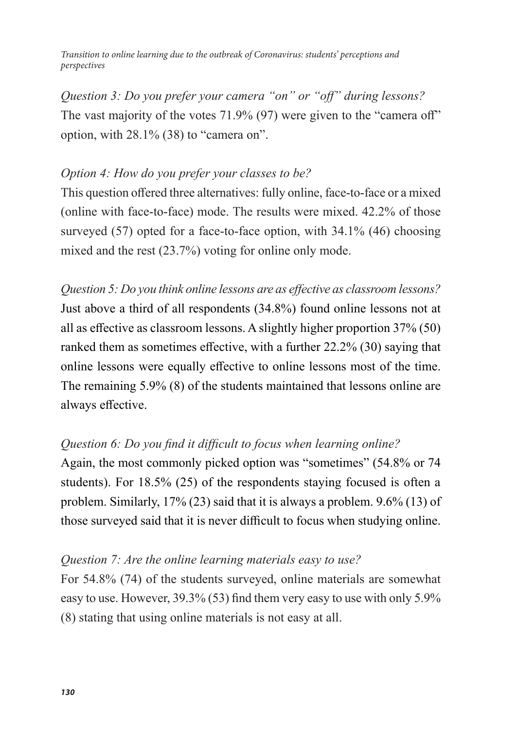*Question 3: Do you prefer your camera "on" or "off" during lessons?*
The vast majority of the votes 71.9% (97) were given to the "camera off" option, with 28.1% (38) to "camera on".

*Option 4: How do you prefer your classes to be?*
This question offered three alternatives: fully online, face-to-face or a mixed (online with face-to-face) mode. The results were mixed. 42.2% of those surveyed (57) opted for a face-to-face option, with 34.1% (46) choosing mixed and the rest (23.7%) voting for online only mode.

*Question 5: Do you think online lessons are as effective as classroom lessons?*
Just above a third of all respondents (34.8%) found online lessons not at all as effective as classroom lessons. A slightly higher proportion 37% (50) ranked them as sometimes effective, with a further 22.2% (30) saying that online lessons were equally effective to online lessons most of the time. The remaining 5.9% (8) of the students maintained that lessons online are always effective.

*Question 6: Do you find it difficult to focus when learning online?*
Again, the most commonly picked option was "sometimes" (54.8% or 74 students). For 18.5% (25) of the respondents staying focused is often a problem. Similarly, 17% (23) said that it is always a problem. 9.6% (13) of those surveyed said that it is never difficult to focus when studying online.

*Question 7: Are the online learning materials easy to use?*
For 54.8% (74) of the students surveyed, online materials are somewhat easy to use. However, 39.3% (53) find them very easy to use with only 5.9% (8) stating that using online materials is not easy at all.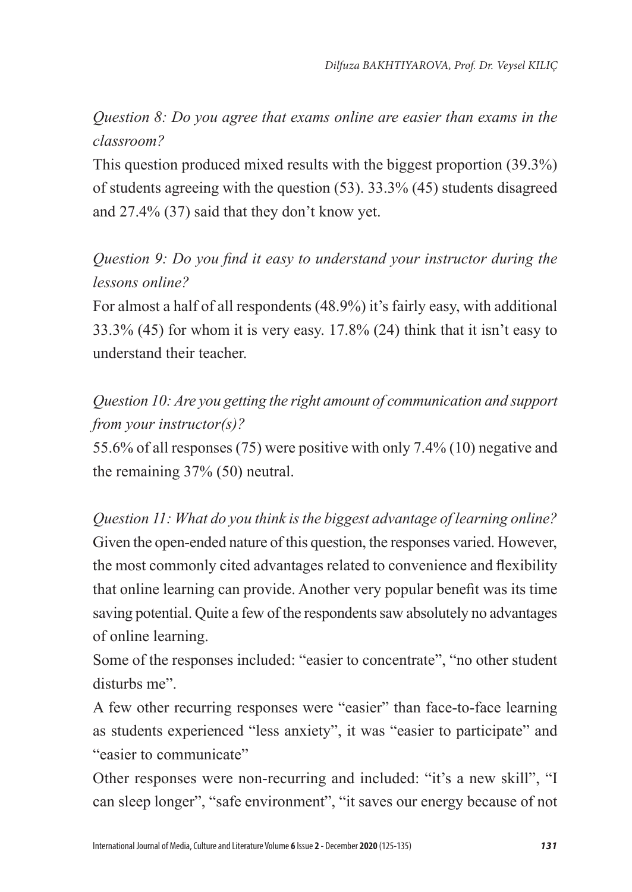*Question 8: Do you agree that exams online are easier than exams in the classroom?*

This question produced mixed results with the biggest proportion (39.3%) of students agreeing with the question (53). 33.3% (45) students disagreed and 27.4% (37) said that they don't know yet.

*Question 9: Do you find it easy to understand your instructor during the lessons online?*

For almost a half of all respondents (48.9%) it's fairly easy, with additional 33.3% (45) for whom it is very easy. 17.8% (24) think that it isn't easy to understand their teacher.

*Question 10: Are you getting the right amount of communication and support from your instructor(s)?*

55.6% of all responses (75) were positive with only 7.4% (10) negative and the remaining 37% (50) neutral.

*Question 11: What do you think is the biggest advantage of learning online?*

Given the open-ended nature of this question, the responses varied. However, the most commonly cited advantages related to convenience and flexibility that online learning can provide. Another very popular benefit was its time saving potential. Quite a few of the respondents saw absolutely no advantages of online learning.

Some of the responses included: "easier to concentrate", "no other student disturbs me".

A few other recurring responses were "easier" than face-to-face learning as students experienced "less anxiety", it was "easier to participate" and "easier to communicate"

Other responses were non-recurring and included: "it's a new skill", "I can sleep longer", "safe environment", "it saves our energy because of not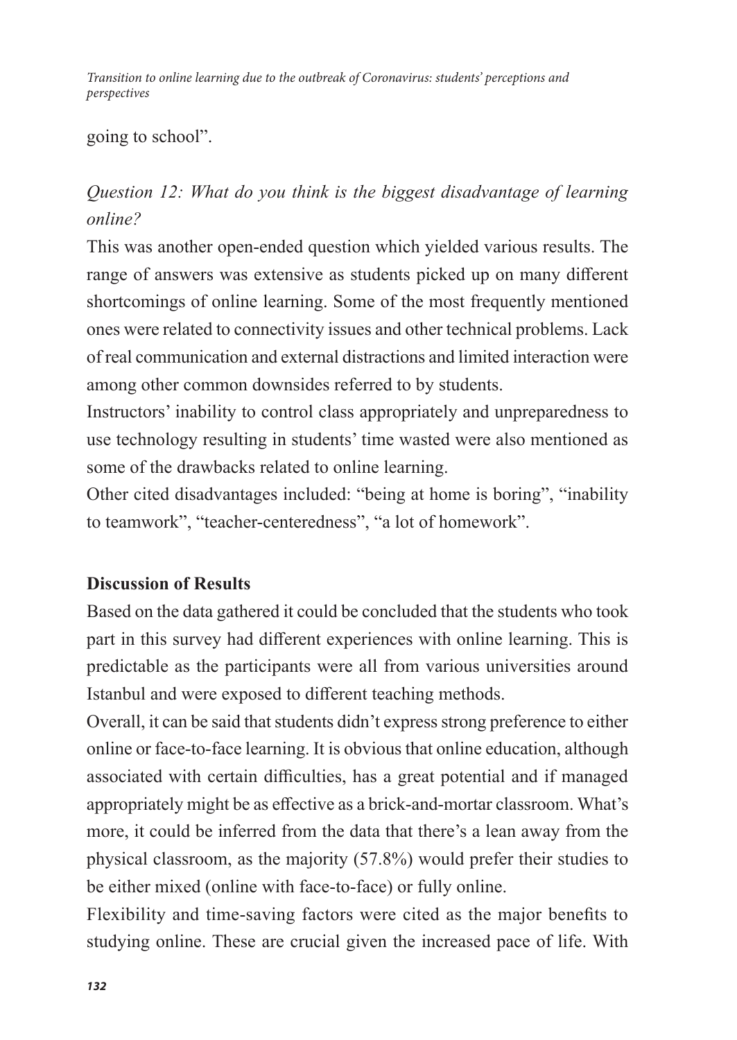going to school".

*Question 12: What do you think is the biggest disadvantage of learning online?*

This was another open-ended question which yielded various results. The range of answers was extensive as students picked up on many different shortcomings of online learning. Some of the most frequently mentioned ones were related to connectivity issues and other technical problems. Lack of real communication and external distractions and limited interaction were among other common downsides referred to by students.

Instructors' inability to control class appropriately and unpreparedness to use technology resulting in students' time wasted were also mentioned as some of the drawbacks related to online learning.

Other cited disadvantages included: "being at home is boring", "inability to teamwork", "teacher-centeredness", "a lot of homework".

## Discussion of Results

Based on the data gathered it could be concluded that the students who took part in this survey had different experiences with online learning. This is predictable as the participants were all from various universities around Istanbul and were exposed to different teaching methods.

Overall, it can be said that students didn't express strong preference to either online or face-to-face learning. It is obvious that online education, although associated with certain difficulties, has a great potential and if managed appropriately might be as effective as a brick-and-mortar classroom. What's more, it could be inferred from the data that there's a lean away from the physical classroom, as the majority (57.8%) would prefer their studies to be either mixed (online with face-to-face) or fully online.

Flexibility and time-saving factors were cited as the major benefits to studying online. These are crucial given the increased pace of life. With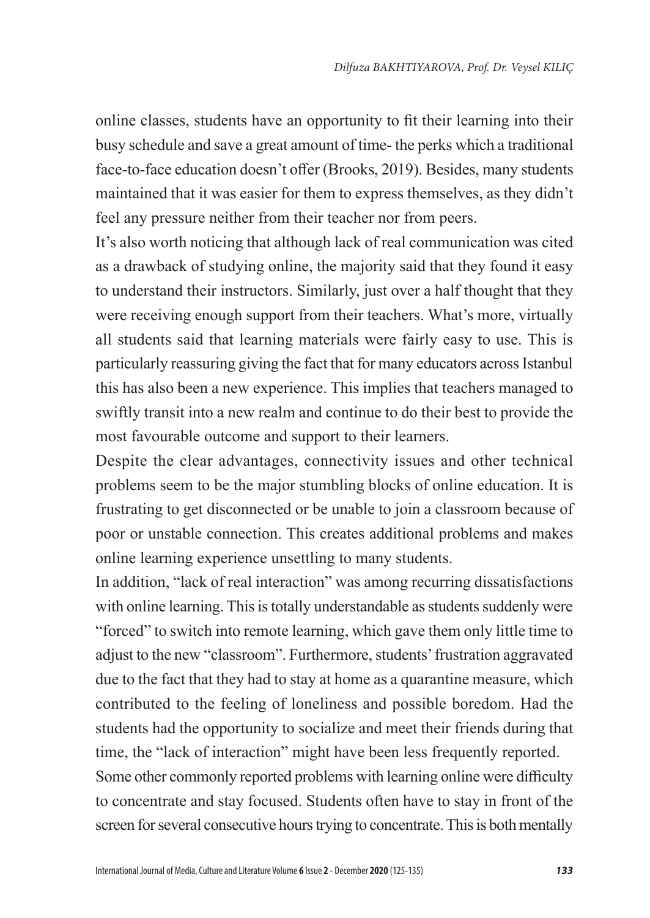online classes, students have an opportunity to fit their learning into their busy schedule and save a great amount of time- the perks which a traditional face-to-face education doesn't offer (Brooks, 2019). Besides, many students maintained that it was easier for them to express themselves, as they didn't feel any pressure neither from their teacher nor from peers.

It's also worth noticing that although lack of real communication was cited as a drawback of studying online, the majority said that they found it easy to understand their instructors. Similarly, just over a half thought that they were receiving enough support from their teachers. What's more, virtually all students said that learning materials were fairly easy to use. This is particularly reassuring giving the fact that for many educators across Istanbul this has also been a new experience. This implies that teachers managed to swiftly transit into a new realm and continue to do their best to provide the most favourable outcome and support to their learners.

Despite the clear advantages, connectivity issues and other technical problems seem to be the major stumbling blocks of online education. It is frustrating to get disconnected or be unable to join a classroom because of poor or unstable connection. This creates additional problems and makes online learning experience unsettling to many students.

In addition, "lack of real interaction" was among recurring dissatisfactions with online learning. This is totally understandable as students suddenly were "forced" to switch into remote learning, which gave them only little time to adjust to the new "classroom". Furthermore, students' frustration aggravated due to the fact that they had to stay at home as a quarantine measure, which contributed to the feeling of loneliness and possible boredom. Had the students had the opportunity to socialize and meet their friends during that time, the "lack of interaction" might have been less frequently reported.

Some other commonly reported problems with learning online were difficulty to concentrate and stay focused. Students often have to stay in front of the screen for several consecutive hours trying to concentrate. This is both mentally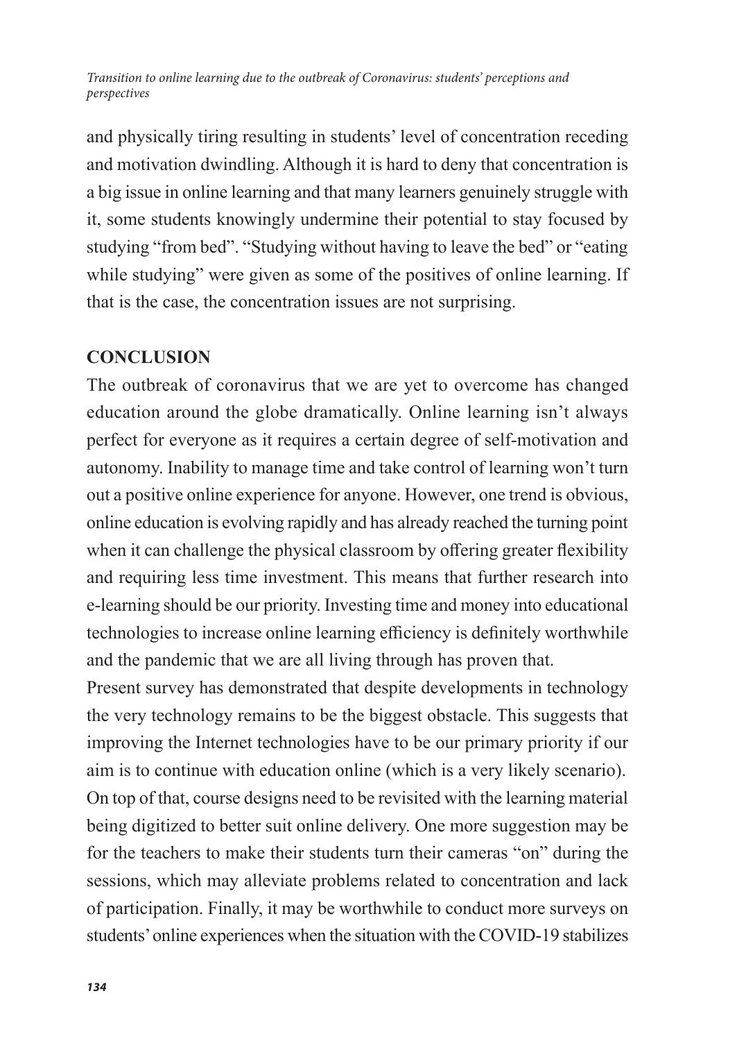and physically tiring resulting in students' level of concentration receding and motivation dwindling. Although it is hard to deny that concentration is a big issue in online learning and that many learners genuinely struggle with it, some students knowingly undermine their potential to stay focused by studying "from bed". "Studying without having to leave the bed" or "eating while studying" were given as some of the positives of online learning. If that is the case, the concentration issues are not surprising.

## CONCLUSION

The outbreak of coronavirus that we are yet to overcome has changed education around the globe dramatically. Online learning isn't always perfect for everyone as it requires a certain degree of self-motivation and autonomy. Inability to manage time and take control of learning won't turn out a positive online experience for anyone. However, one trend is obvious, online education is evolving rapidly and has already reached the turning point when it can challenge the physical classroom by offering greater flexibility and requiring less time investment. This means that further research into e-learning should be our priority. Investing time and money into educational technologies to increase online learning efficiency is definitely worthwhile and the pandemic that we are all living through has proven that.

Present survey has demonstrated that despite developments in technology the very technology remains to be the biggest obstacle. This suggests that improving the Internet technologies have to be our primary priority if our aim is to continue with education online (which is a very likely scenario). On top of that, course designs need to be revisited with the learning material being digitized to better suit online delivery. One more suggestion may be for the teachers to make their students turn their cameras "on" during the sessions, which may alleviate problems related to concentration and lack of participation. Finally, it may be worthwhile to conduct more surveys on students' online experiences when the situation with the COVID-19 stabilizes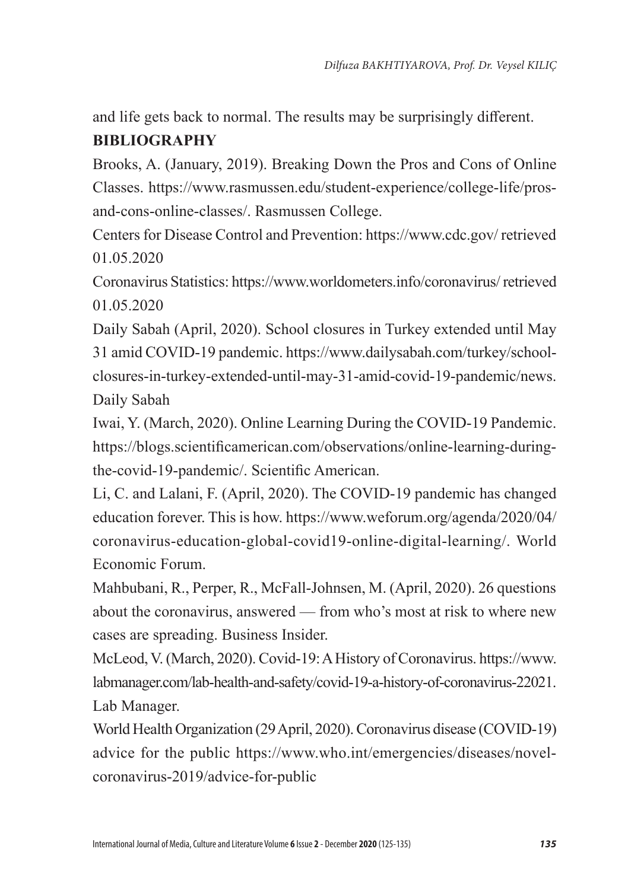and life gets back to normal. The results may be surprisingly different.

**BIBLIOGRAPHY**

Brooks, A. (January, 2019). Breaking Down the Pros and Cons of Online Classes. https://www.rasmussen.edu/student-experience/college-life/pros-and-cons-online-classes/. Rasmussen College.

Centers for Disease Control and Prevention: https://www.cdc.gov/ retrieved 01.05.2020

Coronavirus Statistics: https://www.worldometers.info/coronavirus/ retrieved 01.05.2020

Daily Sabah (April, 2020). School closures in Turkey extended until May 31 amid COVID-19 pandemic. https://www.dailysabah.com/turkey/school-closures-in-turkey-extended-until-may-31-amid-covid-19-pandemic/news. Daily Sabah

Iwai, Y. (March, 2020). Online Learning During the COVID-19 Pandemic. https://blogs.scientificamerican.com/observations/online-learning-during-the-covid-19-pandemic/. Scientific American.

Li, C. and Lalani, F. (April, 2020). The COVID-19 pandemic has changed education forever. This is how. https://www.weforum.org/agenda/2020/04/coronavirus-education-global-covid19-online-digital-learning/. World Economic Forum.

Mahbubani, R., Perper, R., McFall-Johnsen, M. (April, 2020). 26 questions about the coronavirus, answered — from who's most at risk to where new cases are spreading. Business Insider.

McLeod, V. (March, 2020). Covid-19: A History of Coronavirus. https://www.labmanager.com/lab-health-and-safety/covid-19-a-history-of-coronavirus-22021. Lab Manager.

World Health Organization (29 April, 2020). Coronavirus disease (COVID-19) advice for the public https://www.who.int/emergencies/diseases/novel-coronavirus-2019/advice-for-public